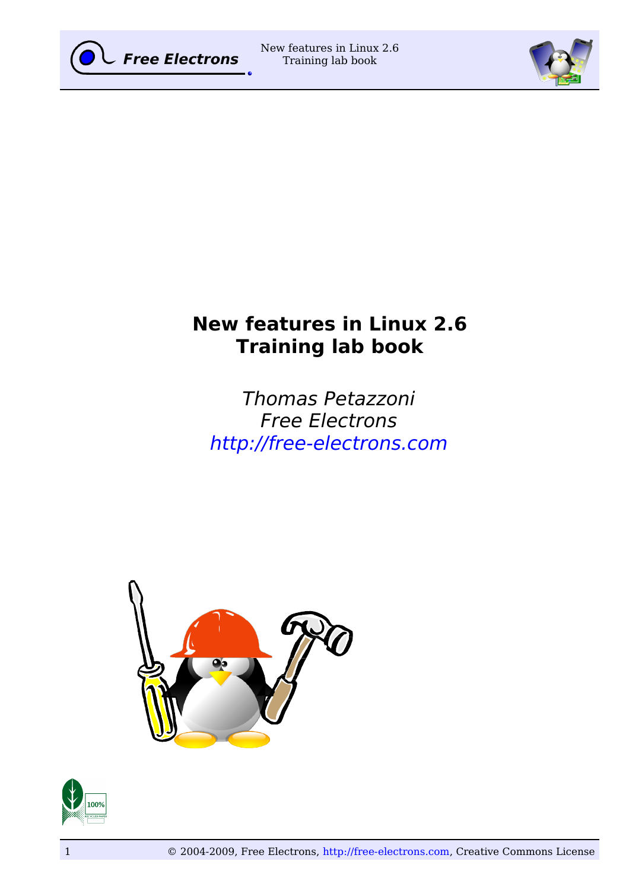# New features in Linux 2.6
# Training lab book

*Thomas Petazzoni*
*Free Electrons*
*http://free-electrons.com*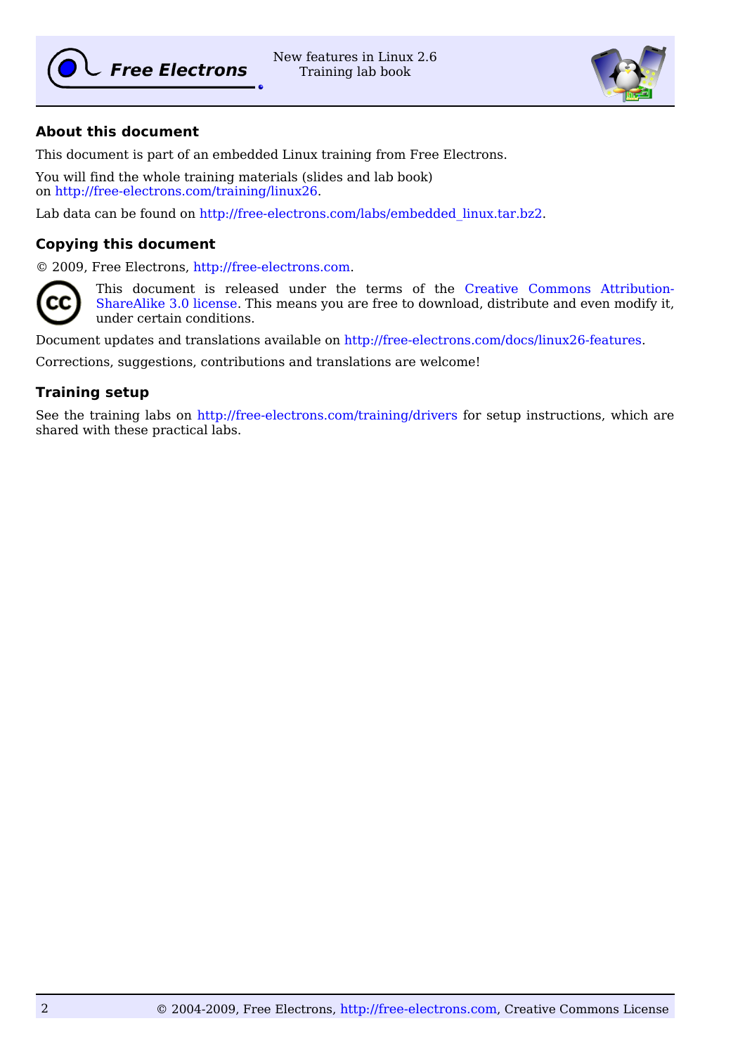## About this document

This document is part of an embedded Linux training from Free Electrons.

You will find the whole training materials (slides and lab book) on http://free-electrons.com/training/linux26.

Lab data can be found on http://free-electrons.com/labs/embedded_linux.tar.bz2.

## Copying this document

© 2009, Free Electrons, http://free-electrons.com.

This document is released under the terms of the Creative Commons Attribution-ShareAlike 3.0 license. This means you are free to download, distribute and even modify it, under certain conditions.

Document updates and translations available on http://free-electrons.com/docs/linux26-features.

Corrections, suggestions, contributions and translations are welcome!

## Training setup

See the training labs on http://free-electrons.com/training/drivers for setup instructions, which are shared with these practical labs.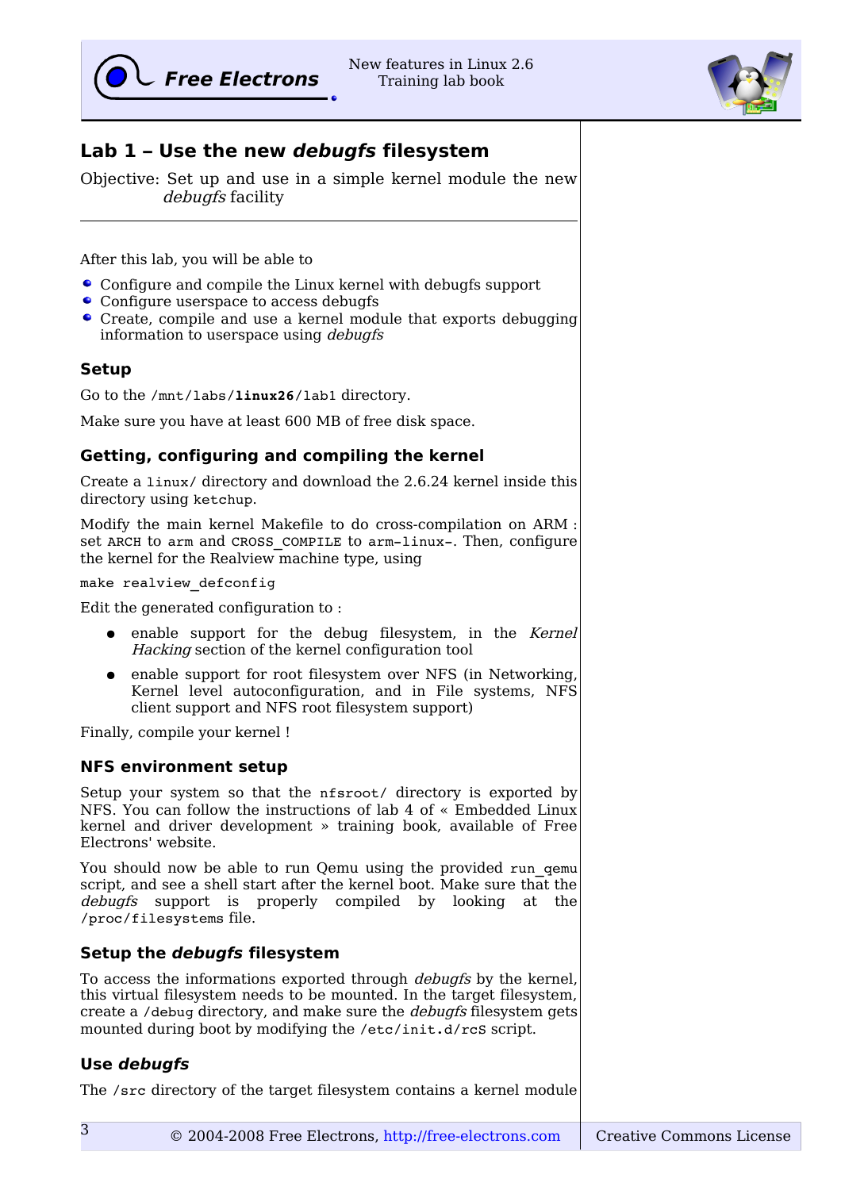## Lab 1 – Use the new *debugfs* filesystem

Objective: Set up and use in a simple kernel module the new *debugfs* facility

---

After this lab, you will be able to

- Configure and compile the Linux kernel with debugfs support
- Configure userspace to access debugfs
- Create, compile and use a kernel module that exports debugging information to userspace using *debugfs*

### Setup

Go to the `/mnt/labs/linux26/lab1` directory.

Make sure you have at least 600 MB of free disk space.

### Getting, configuring and compiling the kernel

Create a `linux/` directory and download the 2.6.24 kernel inside this directory using `ketchup`.

Modify the main kernel Makefile to do cross-compilation on ARM : set `ARCH` to `arm` and `CROSS_COMPILE` to `arm-linux-`. Then, configure the kernel for the Realview machine type, using

```
make realview_defconfig
```

Edit the generated configuration to :

- enable support for the debug filesystem, in the *Kernel Hacking* section of the kernel configuration tool
- enable support for root filesystem over NFS (in Networking, Kernel level autoconfiguration, and in File systems, NFS client support and NFS root filesystem support)

Finally, compile your kernel !

### NFS environment setup

Setup your system so that the `nfsroot/` directory is exported by NFS. You can follow the instructions of lab 4 of « Embedded Linux kernel and driver development » training book, available of Free Electrons' website.

You should now be able to run Qemu using the provided `run_qemu` script, and see a shell start after the kernel boot. Make sure that the *debugfs* support is properly compiled by looking at the `/proc/filesystems` file.

### Setup the *debugfs* filesystem

To access the informations exported through *debugfs* by the kernel, this virtual filesystem needs to be mounted. In the target filesystem, create a `/debug` directory, and make sure the *debugfs* filesystem gets mounted during boot by modifying the `/etc/init.d/rcS` script.

### Use *debugfs*

The `/src` directory of the target filesystem contains a kernel module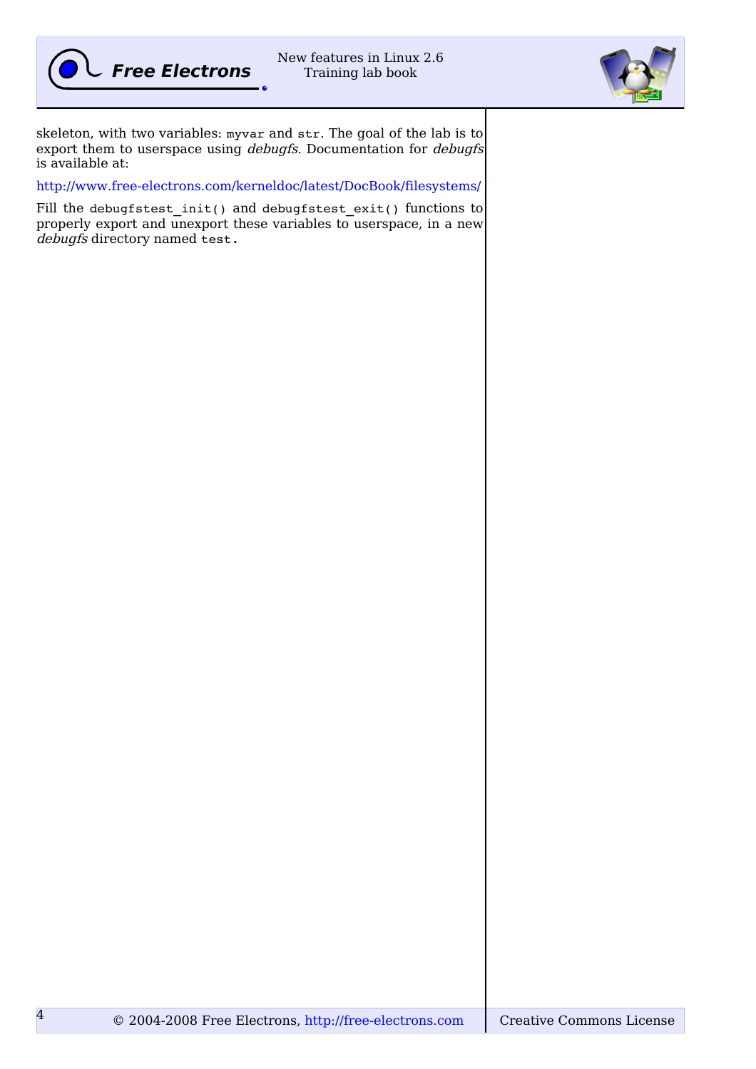skeleton, with two variables: `myvar` and `str`. The goal of the lab is to export them to userspace using *debugfs*. Documentation for *debugfs* is available at:

http://www.free-electrons.com/kerneldoc/latest/DocBook/filesystems/

Fill the `debugfstest_init()` and `debugfstest_exit()` functions to properly export and unexport these variables to userspace, in a new *debugfs* directory named `test`.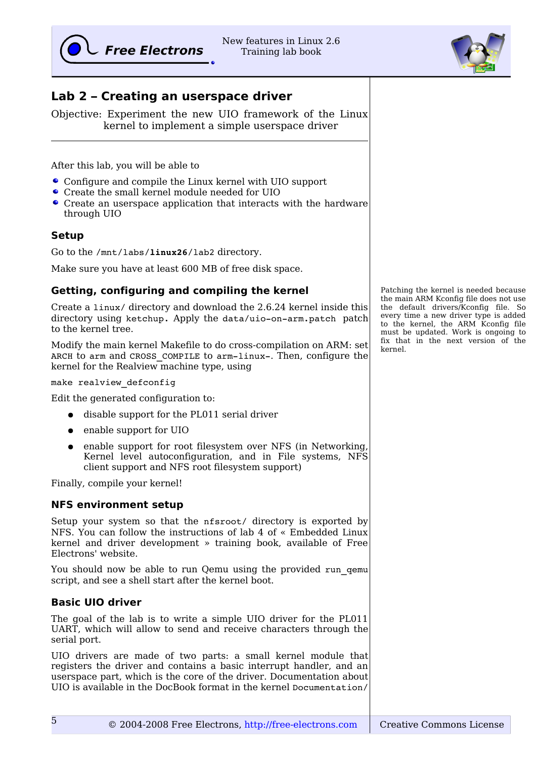# Lab 2 – Creating an userspace driver

Objective: Experiment the new UIO framework of the Linux kernel to implement a simple userspace driver

---

After this lab, you will be able to

- Configure and compile the Linux kernel with UIO support
- Create the small kernel module needed for UIO
- Create an userspace application that interacts with the hardware through UIO

## Setup

Go to the `/mnt/labs/`**`linux26`**`/lab2` directory.

Make sure you have at least 600 MB of free disk space.

## Getting, configuring and compiling the kernel

Create a `linux/` directory and download the 2.6.24 kernel inside this directory using `ketchup`. Apply the `data/uio-on-arm.patch` patch to the kernel tree.

Patching the kernel is needed because the main ARM Kconfig file does not use the default drivers/Kconfig file. So every time a new driver type is added to the kernel, the ARM Kconfig file must be updated. Work is ongoing to fix that in the next version of the kernel.

Modify the main kernel Makefile to do cross-compilation on ARM: set `ARCH` to `arm` and `CROSS_COMPILE` to `arm-linux-`. Then, configure the kernel for the Realview machine type, using

```
make realview_defconfig
```

Edit the generated configuration to:

- disable support for the PL011 serial driver
- enable support for UIO
- enable support for root filesystem over NFS (in Networking, Kernel level autoconfiguration, and in File systems, NFS client support and NFS root filesystem support)

Finally, compile your kernel!

## NFS environment setup

Setup your system so that the `nfsroot/` directory is exported by NFS. You can follow the instructions of lab 4 of « Embedded Linux kernel and driver development » training book, available of Free Electrons' website.

You should now be able to run Qemu using the provided `run_qemu` script, and see a shell start after the kernel boot.

## Basic UIO driver

The goal of the lab is to write a simple UIO driver for the PL011 UART, which will allow to send and receive characters through the serial port.

UIO drivers are made of two parts: a small kernel module that registers the driver and contains a basic interrupt handler, and an userspace part, which is the core of the driver. Documentation about UIO is available in the DocBook format in the kernel `Documentation/`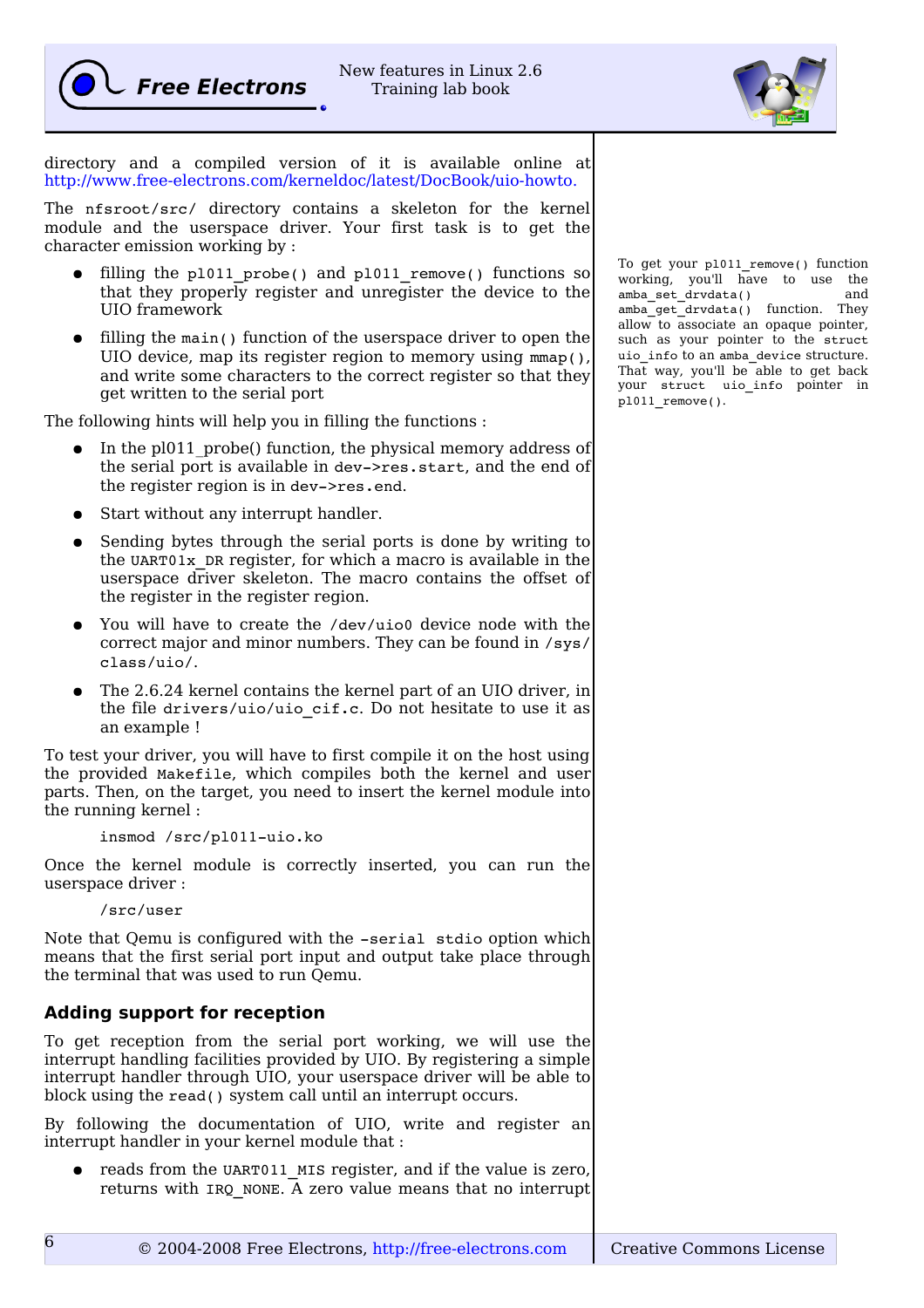directory and a compiled version of it is available online at http://www.free-electrons.com/kerneldoc/latest/DocBook/uio-howto.

The `nfsroot/src/` directory contains a skeleton for the kernel module and the userspace driver. Your first task is to get the character emission working by :

- filling the `pl011_probe()` and `pl011_remove()` functions so that they properly register and unregister the device to the UIO framework
- filling the `main()` function of the userspace driver to open the UIO device, map its register region to memory using `mmap()`, and write some characters to the correct register so that they get written to the serial port

To get your `pl011_remove()` function working, you'll have to use the `amba_set_drvdata()` and `amba_get_drvdata()` function. They allow to associate an opaque pointer, such as your pointer to the `struct uio_info` to an `amba_device` structure. That way, you'll be able to get back your `struct uio_info` pointer in `pl011_remove()`.

The following hints will help you in filling the functions :

- In the pl011_probe() function, the physical memory address of the serial port is available in `dev->res.start`, and the end of the register region is in `dev->res.end`.
- Start without any interrupt handler.
- Sending bytes through the serial ports is done by writing to the `UART01x_DR` register, for which a macro is available in the userspace driver skeleton. The macro contains the offset of the register in the register region.
- You will have to create the `/dev/uio0` device node with the correct major and minor numbers. They can be found in `/sys/class/uio/`.
- The 2.6.24 kernel contains the kernel part of an UIO driver, in the file `drivers/uio/uio_cif.c`. Do not hesitate to use it as an example !

To test your driver, you will have to first compile it on the host using the provided `Makefile`, which compiles both the kernel and user parts. Then, on the target, you need to insert the kernel module into the running kernel :

```
insmod /src/pl011-uio.ko
```

Once the kernel module is correctly inserted, you can run the userspace driver :

```
/src/user
```

Note that Qemu is configured with the `-serial stdio` option which means that the first serial port input and output take place through the terminal that was used to run Qemu.

## Adding support for reception

To get reception from the serial port working, we will use the interrupt handling facilities provided by UIO. By registering a simple interrupt handler through UIO, your userspace driver will be able to block using the `read()` system call until an interrupt occurs.

By following the documentation of UIO, write and register an interrupt handler in your kernel module that :

- reads from the `UART011_MIS` register, and if the value is zero, returns with `IRQ_NONE`. A zero value means that no interrupt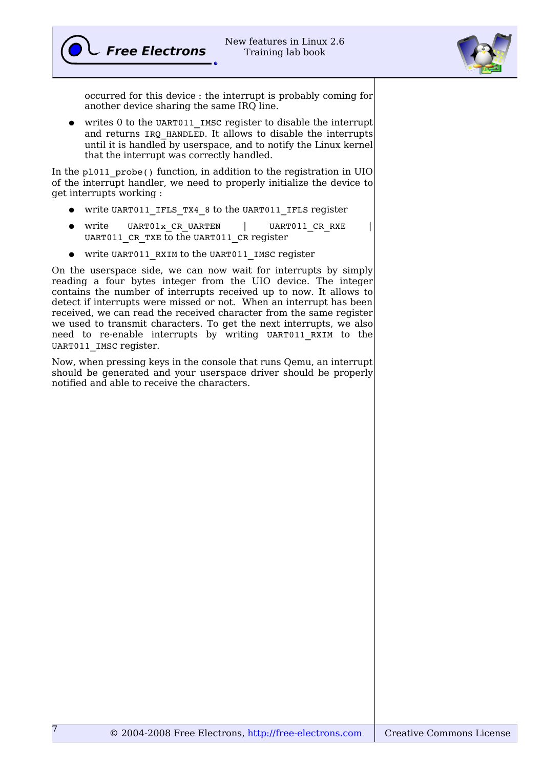occurred for this device : the interrupt is probably coming for another device sharing the same IRQ line.

- writes 0 to the `UART011_IMSC` register to disable the interrupt and returns `IRQ_HANDLED`. It allows to disable the interrupts until it is handled by userspace, and to notify the Linux kernel that the interrupt was correctly handled.

In the `pl011_probe()` function, in addition to the registration in UIO of the interrupt handler, we need to properly initialize the device to get interrupts working :

- write `UART011_IFLS_TX4_8` to the `UART011_IFLS` register
- write `UART01x_CR_UARTEN | UART011_CR_RXE | UART011_CR_TXE` to the `UART011_CR` register
- write `UART011_RXIM` to the `UART011_IMSC` register

On the userspace side, we can now wait for interrupts by simply reading a four bytes integer from the UIO device. The integer contains the number of interrupts received up to now. It allows to detect if interrupts were missed or not. When an interrupt has been received, we can read the received character from the same register we used to transmit characters. To get the next interrupts, we also need to re-enable interrupts by writing `UART011_RXIM` to the `UART011_IMSC` register.

Now, when pressing keys in the console that runs Qemu, an interrupt should be generated and your userspace driver should be properly notified and able to receive the characters.